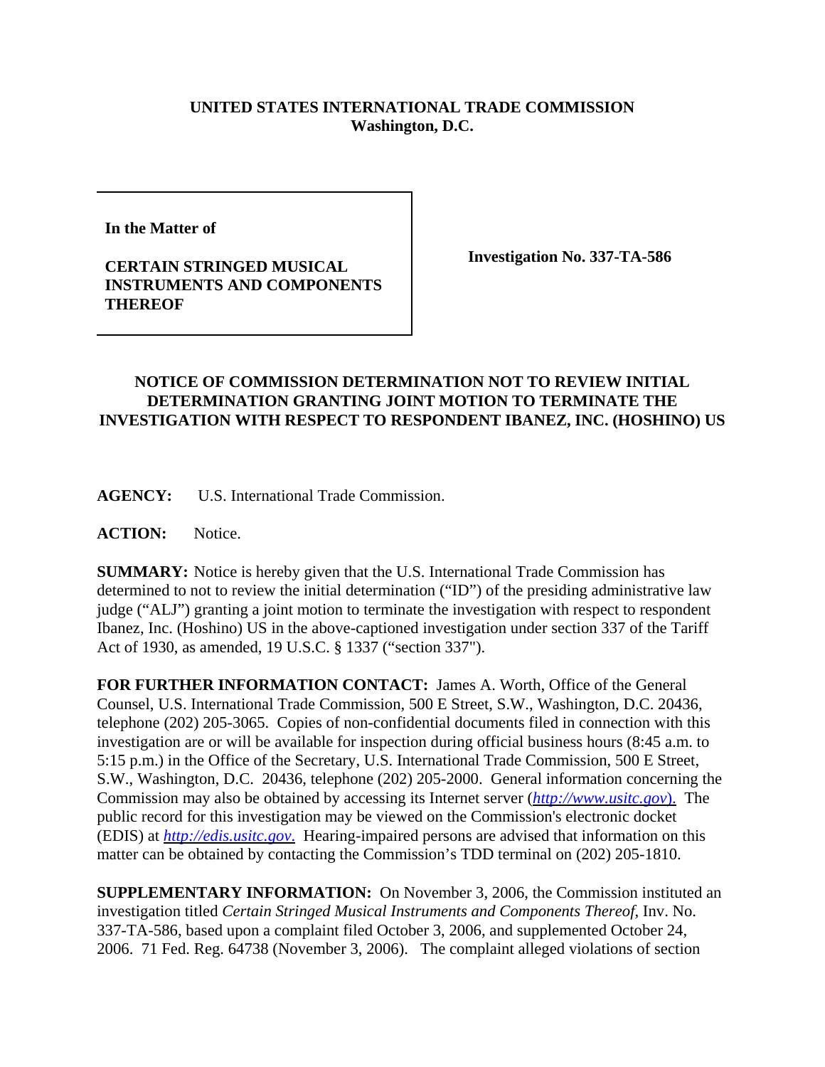**UNITED STATES INTERNATIONAL TRADE COMMISSION**
**Washington, D.C.**

| | |
|---|---|
| **In the Matter of**<br><br>**CERTAIN STRINGED MUSICAL INSTRUMENTS AND COMPONENTS THEREOF** | **Investigation No. 337-TA-586** |

**NOTICE OF COMMISSION DETERMINATION NOT TO REVIEW INITIAL DETERMINATION GRANTING JOINT MOTION TO TERMINATE THE INVESTIGATION WITH RESPECT TO RESPONDENT IBANEZ, INC. (HOSHINO) US**

**AGENCY:** U.S. International Trade Commission.

**ACTION:** Notice.

**SUMMARY:** Notice is hereby given that the U.S. International Trade Commission has determined to not to review the initial determination ("ID") of the presiding administrative law judge ("ALJ") granting a joint motion to terminate the investigation with respect to respondent Ibanez, Inc. (Hoshino) US in the above-captioned investigation under section 337 of the Tariff Act of 1930, as amended, 19 U.S.C. § 1337 ("section 337").

**FOR FURTHER INFORMATION CONTACT:** James A. Worth, Office of the General Counsel, U.S. International Trade Commission, 500 E Street, S.W., Washington, D.C. 20436, telephone (202) 205-3065. Copies of non-confidential documents filed in connection with this investigation are or will be available for inspection during official business hours (8:45 a.m. to 5:15 p.m.) in the Office of the Secretary, U.S. International Trade Commission, 500 E Street, S.W., Washington, D.C. 20436, telephone (202) 205-2000. General information concerning the Commission may also be obtained by accessing its Internet server (*http://www.usitc.gov*). The public record for this investigation may be viewed on the Commission's electronic docket (EDIS) at *http://edis.usitc.gov.* Hearing-impaired persons are advised that information on this matter can be obtained by contacting the Commission's TDD terminal on (202) 205-1810.

**SUPPLEMENTARY INFORMATION:** On November 3, 2006, the Commission instituted an investigation titled *Certain Stringed Musical Instruments and Components Thereof*, Inv. No. 337-TA-586, based upon a complaint filed October 3, 2006, and supplemented October 24, 2006. 71 Fed. Reg. 64738 (November 3, 2006). The complaint alleged violations of section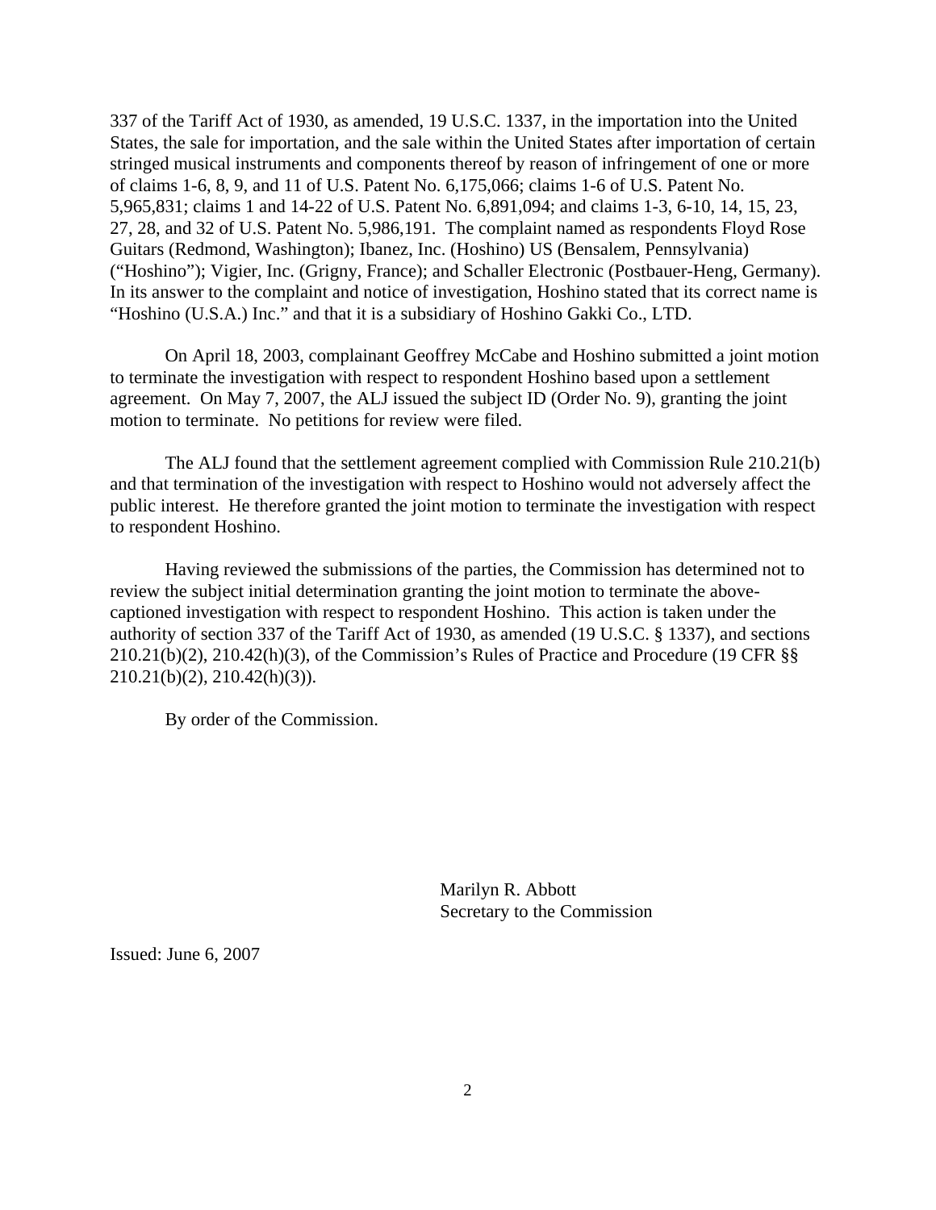337 of the Tariff Act of 1930, as amended, 19 U.S.C. 1337, in the importation into the United States, the sale for importation, and the sale within the United States after importation of certain stringed musical instruments and components thereof by reason of infringement of one or more of claims 1-6, 8, 9, and 11 of U.S. Patent No. 6,175,066; claims 1-6 of U.S. Patent No. 5,965,831; claims 1 and 14-22 of U.S. Patent No. 6,891,094; and claims 1-3, 6-10, 14, 15, 23, 27, 28, and 32 of U.S. Patent No. 5,986,191. The complaint named as respondents Floyd Rose Guitars (Redmond, Washington); Ibanez, Inc. (Hoshino) US (Bensalem, Pennsylvania) ("Hoshino"); Vigier, Inc. (Grigny, France); and Schaller Electronic (Postbauer-Heng, Germany). In its answer to the complaint and notice of investigation, Hoshino stated that its correct name is "Hoshino (U.S.A.) Inc." and that it is a subsidiary of Hoshino Gakki Co., LTD.

On April 18, 2003, complainant Geoffrey McCabe and Hoshino submitted a joint motion to terminate the investigation with respect to respondent Hoshino based upon a settlement agreement. On May 7, 2007, the ALJ issued the subject ID (Order No. 9), granting the joint motion to terminate. No petitions for review were filed.

The ALJ found that the settlement agreement complied with Commission Rule 210.21(b) and that termination of the investigation with respect to Hoshino would not adversely affect the public interest. He therefore granted the joint motion to terminate the investigation with respect to respondent Hoshino.

Having reviewed the submissions of the parties, the Commission has determined not to review the subject initial determination granting the joint motion to terminate the above-captioned investigation with respect to respondent Hoshino. This action is taken under the authority of section 337 of the Tariff Act of 1930, as amended (19 U.S.C. § 1337), and sections 210.21(b)(2), 210.42(h)(3), of the Commission's Rules of Practice and Procedure (19 CFR §§ 210.21(b)(2), 210.42(h)(3)).

By order of the Commission.

Marilyn R. Abbott
Secretary to the Commission

Issued: June 6, 2007